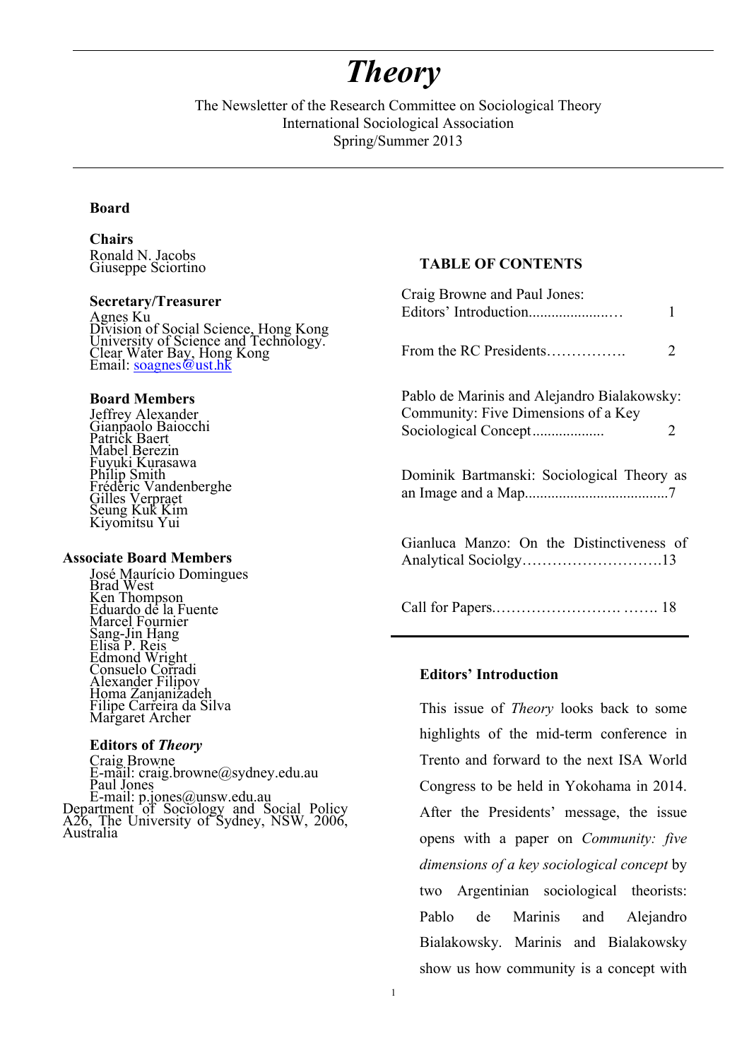# *Theory*

The Newsletter of the Research Committee on Sociological Theory
International Sociological Association
Spring/Summer 2013

**Board**

**Chairs**
Ronald N. Jacobs
Giuseppe Sciortino

**Secretary/Treasurer**
Agnes Ku
Division of Social Science, Hong Kong University of Science and Technology.
Clear Water Bay, Hong Kong
Email: soagnes@ust.hk

**Board Members**
Jeffrey Alexander
Gianpaolo Baiocchi
Patrick Baert
Mabel Berezin
Fuyuki Kurasawa
Philip Smith
Frédéric Vandenberghe
Gilles Verpraet
Seung Kuk Kim
Kiyomitsu Yui

**Associate Board Members**
José Maurício Domingues
Brad West
Ken Thompson
Eduardo de la Fuente
Marcel Fournier
Sang-Jin Hang
Elisa P. Reis
Edmond Wright
Consuelo Corradi
Alexander Filipov
Homa Zanjanizadeh
Filipe Carreira da Silva
Margaret Archer

**Editors of *Theory***
Craig Browne
E-mail: craig.browne@sydney.edu.au
Paul Jones
E-mail: p.jones@unsw.edu.au
Department of Sociology and Social Policy A26, The University of Sydney, NSW, 2006, Australia

**TABLE OF CONTENTS**

Craig Browne and Paul Jones: Editors' Introduction...................... 1

From the RC Presidents……………. 2

Pablo de Marinis and Alejandro Bialakowsky: Community: Five Dimensions of a Key Sociological Concept.................. 2

Dominik Bartmanski: Sociological Theory as an Image and a Map.....................................7

Gianluca Manzo: On the Distinctiveness of Analytical Sociolgy……………………….13

Call for Papers.……………………. ……. 18

## Editors' Introduction

This issue of *Theory* looks back to some highlights of the mid-term conference in Trento and forward to the next ISA World Congress to be held in Yokohama in 2014. After the Presidents' message, the issue opens with a paper on *Community: five dimensions of a key sociological concept* by two Argentinian sociological theorists: Pablo de Marinis and Alejandro Bialakowsky. Marinis and Bialakowsky show us how community is a concept with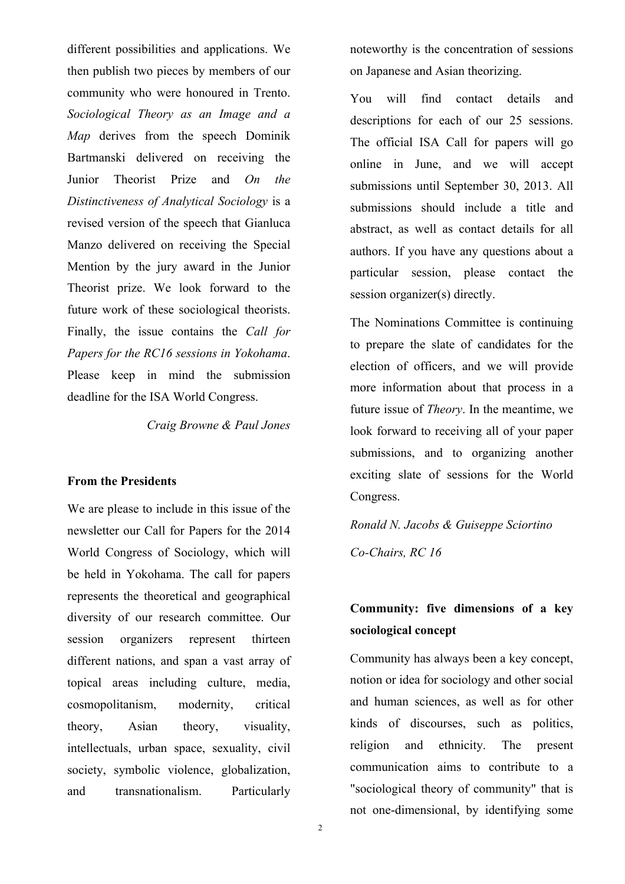different possibilities and applications. We then publish two pieces by members of our community who were honoured in Trento. *Sociological Theory as an Image and a Map* derives from the speech Dominik Bartmanski delivered on receiving the Junior Theorist Prize and *On the Distinctiveness of Analytical Sociology* is a revised version of the speech that Gianluca Manzo delivered on receiving the Special Mention by the jury award in the Junior Theorist prize. We look forward to the future work of these sociological theorists. Finally, the issue contains the *Call for Papers for the RC16 sessions in Yokohama*. Please keep in mind the submission deadline for the ISA World Congress.

*Craig Browne & Paul Jones*

**From the Presidents**

We are please to include in this issue of the newsletter our Call for Papers for the 2014 World Congress of Sociology, which will be held in Yokohama. The call for papers represents the theoretical and geographical diversity of our research committee. Our session organizers represent thirteen different nations, and span a vast array of topical areas including culture, media, cosmopolitanism, modernity, critical theory, Asian theory, visuality, intellectuals, urban space, sexuality, civil society, symbolic violence, globalization, and transnationalism. Particularly noteworthy is the concentration of sessions on Japanese and Asian theorizing.

You will find contact details and descriptions for each of our 25 sessions. The official ISA Call for papers will go online in June, and we will accept submissions until September 30, 2013. All submissions should include a title and abstract, as well as contact details for all authors. If you have any questions about a particular session, please contact the session organizer(s) directly.

The Nominations Committee is continuing to prepare the slate of candidates for the election of officers, and we will provide more information about that process in a future issue of *Theory*. In the meantime, we look forward to receiving all of your paper submissions, and to organizing another exciting slate of sessions for the World Congress.

*Ronald N. Jacobs & Guiseppe Sciortino*

*Co-Chairs, RC 16*

**Community: five dimensions of a key sociological concept**

Community has always been a key concept, notion or idea for sociology and other social and human sciences, as well as for other kinds of discourses, such as politics, religion and ethnicity. The present communication aims to contribute to a "sociological theory of community" that is not one-dimensional, by identifying some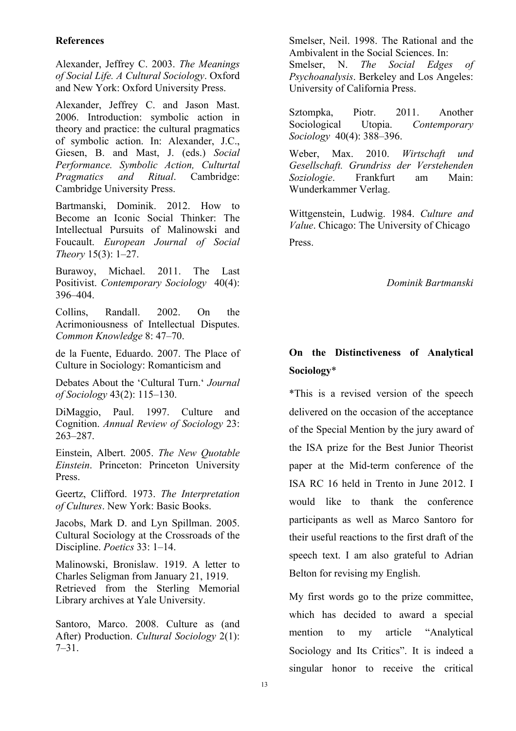## References

Alexander, Jeffrey C. 2003. *The Meanings of Social Life. A Cultural Sociology*. Oxford and New York: Oxford University Press.

Alexander, Jeffrey C. and Jason Mast. 2006. Introduction: symbolic action in theory and practice: the cultural pragmatics of symbolic action. In: Alexander, J.C., Giesen, B. and Mast, J. (eds.) *Social Performance. Symbolic Action, Culturtal Pragmatics and Ritual*. Cambridge: Cambridge University Press.

Bartmanski, Dominik. 2012. How to Become an Iconic Social Thinker: The Intellectual Pursuits of Malinowski and Foucault. *European Journal of Social Theory* 15(3): 1–27.

Burawoy, Michael. 2011. The Last Positivist. *Contemporary Sociology* 40(4): 396–404.

Collins, Randall. 2002. On the Acrimoniousness of Intellectual Disputes. *Common Knowledge* 8: 47–70.

de la Fuente, Eduardo. 2007. The Place of Culture in Sociology: Romanticism and Debates About the 'Cultural Turn.' *Journal of Sociology* 43(2): 115–130.

DiMaggio, Paul. 1997. Culture and Cognition. *Annual Review of Sociology* 23: 263–287.

Einstein, Albert. 2005. *The New Quotable Einstein*. Princeton: Princeton University Press.

Geertz, Clifford. 1973. *The Interpretation of Cultures*. New York: Basic Books.

Jacobs, Mark D. and Lyn Spillman. 2005. Cultural Sociology at the Crossroads of the Discipline. *Poetics* 33: 1–14.

Malinowski, Bronislaw. 1919. A letter to Charles Seligman from January 21, 1919. Retrieved from the Sterling Memorial Library archives at Yale University.

Santoro, Marco. 2008. Culture as (and After) Production. *Cultural Sociology* 2(1): 7–31.

Smelser, Neil. 1998. The Rational and the Ambivalent in the Social Sciences. In: Smelser, N. *The Social Edges of Psychoanalysis*. Berkeley and Los Angeles: University of California Press.

Sztompka, Piotr. 2011. Another Sociological Utopia. *Contemporary Sociology* 40(4): 388–396.

Weber, Max. 2010. *Wirtschaft und Gesellschaft. Grundriss der Verstehenden Soziologie*. Frankfurt am Main: Wunderkammer Verlag.

Wittgenstein, Ludwig. 1984. *Culture and Value*. Chicago: The University of Chicago Press.

*Dominik Bartmanski*

## On the Distinctiveness of Analytical Sociology*

*This is a revised version of the speech delivered on the occasion of the acceptance of the Special Mention by the jury award of the ISA prize for the Best Junior Theorist paper at the Mid-term conference of the ISA RC 16 held in Trento in June 2012. I would like to thank the conference participants as well as Marco Santoro for their useful reactions to the first draft of the speech text. I am also grateful to Adrian Belton for revising my English.

My first words go to the prize committee, which has decided to award a special mention to my article "Analytical Sociology and Its Critics". It is indeed a singular honor to receive the critical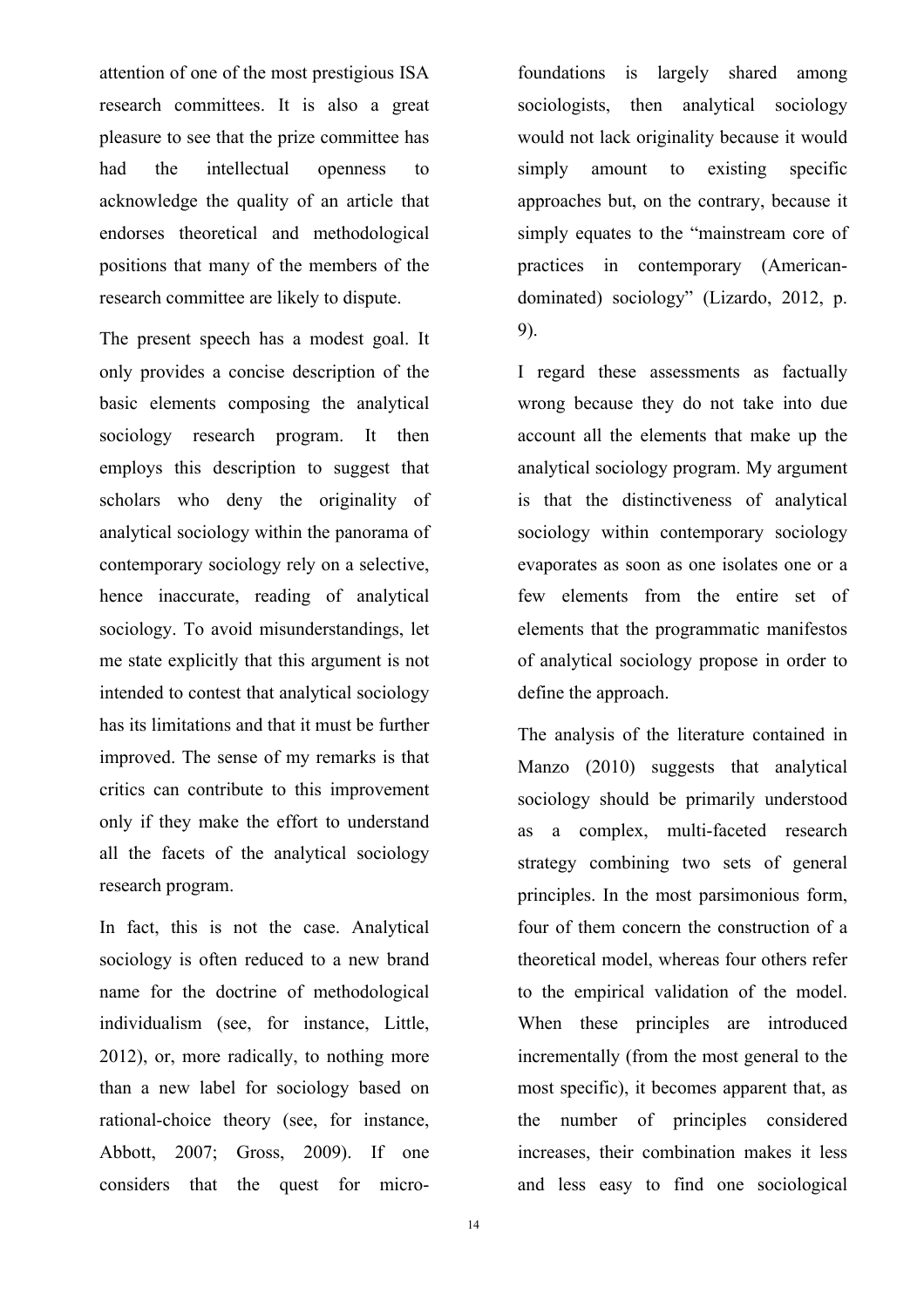attention of one of the most prestigious ISA research committees. It is also a great pleasure to see that the prize committee has had the intellectual openness to acknowledge the quality of an article that endorses theoretical and methodological positions that many of the members of the research committee are likely to dispute.

The present speech has a modest goal. It only provides a concise description of the basic elements composing the analytical sociology research program. It then employs this description to suggest that scholars who deny the originality of analytical sociology within the panorama of contemporary sociology rely on a selective, hence inaccurate, reading of analytical sociology. To avoid misunderstandings, let me state explicitly that this argument is not intended to contest that analytical sociology has its limitations and that it must be further improved. The sense of my remarks is that critics can contribute to this improvement only if they make the effort to understand all the facets of the analytical sociology research program.

In fact, this is not the case. Analytical sociology is often reduced to a new brand name for the doctrine of methodological individualism (see, for instance, Little, 2012), or, more radically, to nothing more than a new label for sociology based on rational-choice theory (see, for instance, Abbott, 2007; Gross, 2009). If one considers that the quest for micro-foundations is largely shared among sociologists, then analytical sociology would not lack originality because it would simply amount to existing specific approaches but, on the contrary, because it simply equates to the "mainstream core of practices in contemporary (American-dominated) sociology" (Lizardo, 2012, p. 9).

I regard these assessments as factually wrong because they do not take into due account all the elements that make up the analytical sociology program. My argument is that the distinctiveness of analytical sociology within contemporary sociology evaporates as soon as one isolates one or a few elements from the entire set of elements that the programmatic manifestos of analytical sociology propose in order to define the approach.

The analysis of the literature contained in Manzo (2010) suggests that analytical sociology should be primarily understood as a complex, multi-faceted research strategy combining two sets of general principles. In the most parsimonious form, four of them concern the construction of a theoretical model, whereas four others refer to the empirical validation of the model. When these principles are introduced incrementally (from the most general to the most specific), it becomes apparent that, as the number of principles considered increases, their combination makes it less and less easy to find one sociological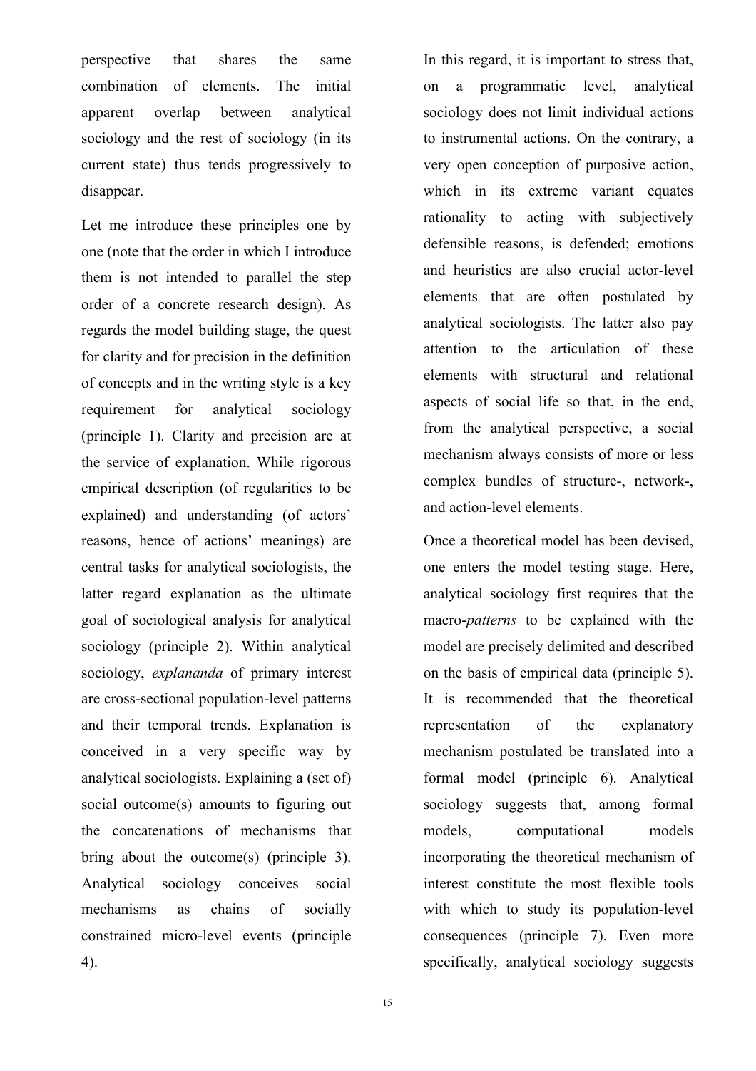perspective that shares the same combination of elements. The initial apparent overlap between analytical sociology and the rest of sociology (in its current state) thus tends progressively to disappear.

Let me introduce these principles one by one (note that the order in which I introduce them is not intended to parallel the step order of a concrete research design). As regards the model building stage, the quest for clarity and for precision in the definition of concepts and in the writing style is a key requirement for analytical sociology (principle 1). Clarity and precision are at the service of explanation. While rigorous empirical description (of regularities to be explained) and understanding (of actors' reasons, hence of actions' meanings) are central tasks for analytical sociologists, the latter regard explanation as the ultimate goal of sociological analysis for analytical sociology (principle 2). Within analytical sociology, *explananda* of primary interest are cross-sectional population-level patterns and their temporal trends. Explanation is conceived in a very specific way by analytical sociologists. Explaining a (set of) social outcome(s) amounts to figuring out the concatenations of mechanisms that bring about the outcome(s) (principle 3). Analytical sociology conceives social mechanisms as chains of socially constrained micro-level events (principle 4).

In this regard, it is important to stress that, on a programmatic level, analytical sociology does not limit individual actions to instrumental actions. On the contrary, a very open conception of purposive action, which in its extreme variant equates rationality to acting with subjectively defensible reasons, is defended; emotions and heuristics are also crucial actor-level elements that are often postulated by analytical sociologists. The latter also pay attention to the articulation of these elements with structural and relational aspects of social life so that, in the end, from the analytical perspective, a social mechanism always consists of more or less complex bundles of structure-, network-, and action-level elements.

Once a theoretical model has been devised, one enters the model testing stage. Here, analytical sociology first requires that the macro-*patterns* to be explained with the model are precisely delimited and described on the basis of empirical data (principle 5). It is recommended that the theoretical representation of the explanatory mechanism postulated be translated into a formal model (principle 6). Analytical sociology suggests that, among formal models, computational models incorporating the theoretical mechanism of interest constitute the most flexible tools with which to study its population-level consequences (principle 7). Even more specifically, analytical sociology suggests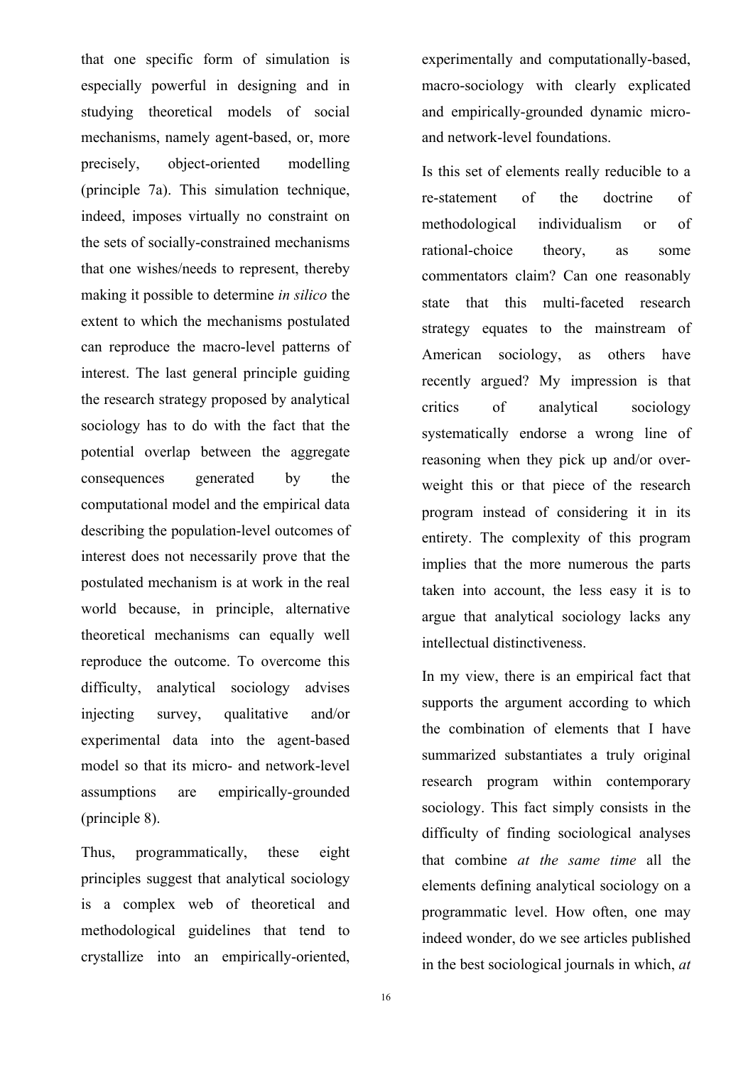that one specific form of simulation is especially powerful in designing and in studying theoretical models of social mechanisms, namely agent-based, or, more precisely, object-oriented modelling (principle 7a). This simulation technique, indeed, imposes virtually no constraint on the sets of socially-constrained mechanisms that one wishes/needs to represent, thereby making it possible to determine *in silico* the extent to which the mechanisms postulated can reproduce the macro-level patterns of interest. The last general principle guiding the research strategy proposed by analytical sociology has to do with the fact that the potential overlap between the aggregate consequences generated by the computational model and the empirical data describing the population-level outcomes of interest does not necessarily prove that the postulated mechanism is at work in the real world because, in principle, alternative theoretical mechanisms can equally well reproduce the outcome. To overcome this difficulty, analytical sociology advises injecting survey, qualitative and/or experimental data into the agent-based model so that its micro- and network-level assumptions are empirically-grounded (principle 8).

Thus, programmatically, these eight principles suggest that analytical sociology is a complex web of theoretical and methodological guidelines that tend to crystallize into an empirically-oriented, experimentally and computationally-based, macro-sociology with clearly explicated and empirically-grounded dynamic micro- and network-level foundations.

Is this set of elements really reducible to a re-statement of the doctrine of methodological individualism or of rational-choice theory, as some commentators claim? Can one reasonably state that this multi-faceted research strategy equates to the mainstream of American sociology, as others have recently argued? My impression is that critics of analytical sociology systematically endorse a wrong line of reasoning when they pick up and/or over-weight this or that piece of the research program instead of considering it in its entirety. The complexity of this program implies that the more numerous the parts taken into account, the less easy it is to argue that analytical sociology lacks any intellectual distinctiveness.

In my view, there is an empirical fact that supports the argument according to which the combination of elements that I have summarized substantiates a truly original research program within contemporary sociology. This fact simply consists in the difficulty of finding sociological analyses that combine *at the same time* all the elements defining analytical sociology on a programmatic level. How often, one may indeed wonder, do we see articles published in the best sociological journals in which, *at*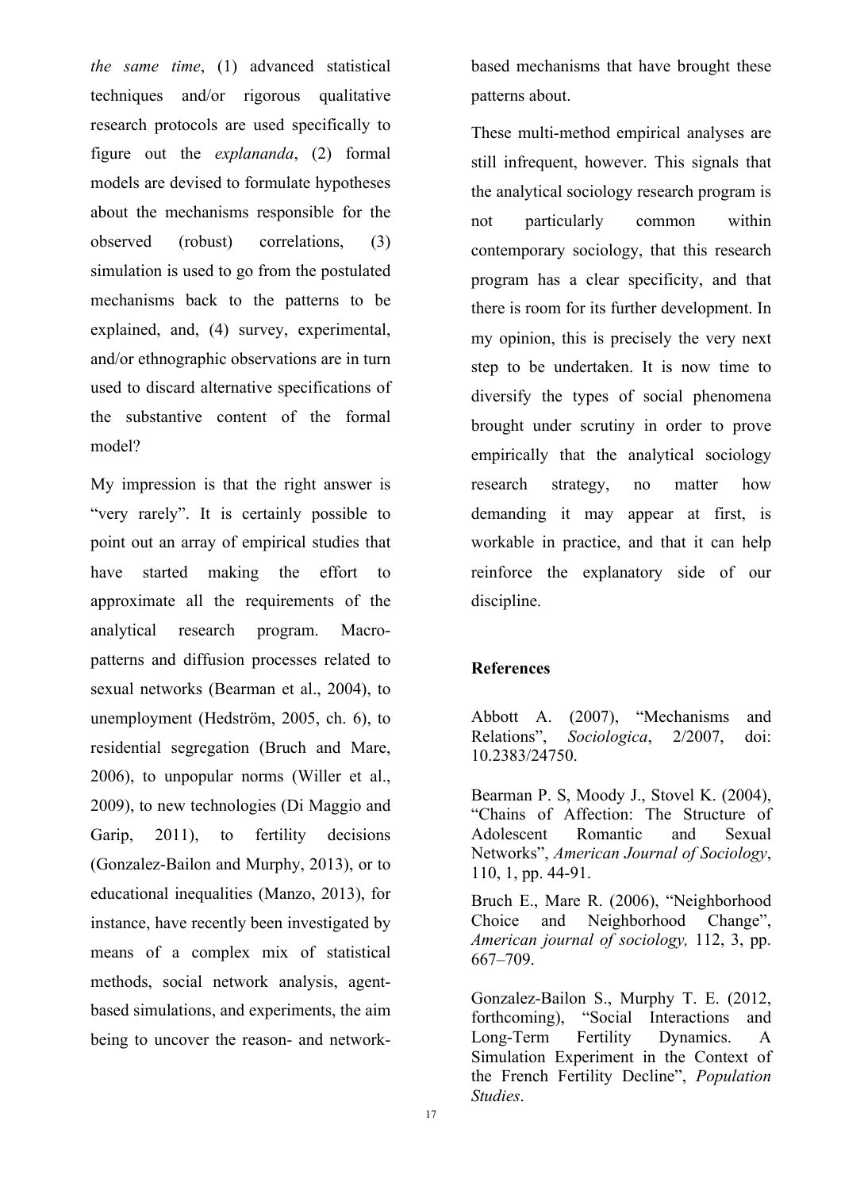*the same time*, (1) advanced statistical techniques and/or rigorous qualitative research protocols are used specifically to figure out the *explananda*, (2) formal models are devised to formulate hypotheses about the mechanisms responsible for the observed (robust) correlations, (3) simulation is used to go from the postulated mechanisms back to the patterns to be explained, and, (4) survey, experimental, and/or ethnographic observations are in turn used to discard alternative specifications of the substantive content of the formal model?

My impression is that the right answer is "very rarely". It is certainly possible to point out an array of empirical studies that have started making the effort to approximate all the requirements of the analytical research program. Macro-patterns and diffusion processes related to sexual networks (Bearman et al., 2004), to unemployment (Hedström, 2005, ch. 6), to residential segregation (Bruch and Mare, 2006), to unpopular norms (Willer et al., 2009), to new technologies (Di Maggio and Garip, 2011), to fertility decisions (Gonzalez-Bailon and Murphy, 2013), or to educational inequalities (Manzo, 2013), for instance, have recently been investigated by means of a complex mix of statistical methods, social network analysis, agent-based simulations, and experiments, the aim being to uncover the reason- and network-based mechanisms that have brought these patterns about.

These multi-method empirical analyses are still infrequent, however. This signals that the analytical sociology research program is not particularly common within contemporary sociology, that this research program has a clear specificity, and that there is room for its further development. In my opinion, this is precisely the very next step to be undertaken. It is now time to diversify the types of social phenomena brought under scrutiny in order to prove empirically that the analytical sociology research strategy, no matter how demanding it may appear at first, is workable in practice, and that it can help reinforce the explanatory side of our discipline.

## References

Abbott A. (2007), "Mechanisms and Relations", *Sociologica*, 2/2007, doi: 10.2383/24750.

Bearman P. S, Moody J., Stovel K. (2004), "Chains of Affection: The Structure of Adolescent Romantic and Sexual Networks", *American Journal of Sociology*, 110, 1, pp. 44-91.

Bruch E., Mare R. (2006), "Neighborhood Choice and Neighborhood Change", *American journal of sociology,* 112, 3, pp. 667–709.

Gonzalez-Bailon S., Murphy T. E. (2012, forthcoming), "Social Interactions and Long-Term Fertility Dynamics. A Simulation Experiment in the Context of the French Fertility Decline", *Population Studies*.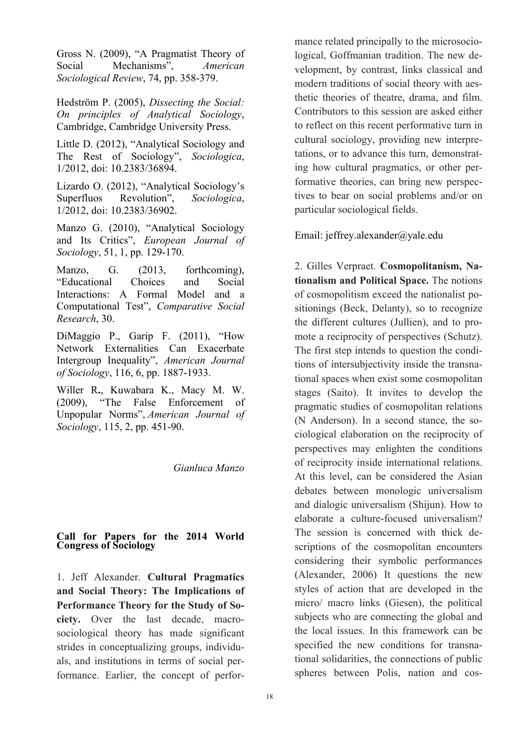Gross N. (2009), "A Pragmatist Theory of Social Mechanisms", *American Sociological Review*, 74, pp. 358-379.

Hedström P. (2005), *Dissecting the Social: On principles of Analytical Sociology*, Cambridge, Cambridge University Press.

Little D. (2012), "Analytical Sociology and The Rest of Sociology", *Sociologica*, 1/2012, doi: 10.2383/36894.

Lizardo O. (2012), "Analytical Sociology's Superfluos Revolution", *Sociologica*, 1/2012, doi: 10.2383/36902.

Manzo G. (2010), "Analytical Sociology and Its Critics", *European Journal of Sociology*, 51, 1, pp. 129-170.

Manzo, G. (2013, forthcoming), "Educational Choices and Social Interactions: A Formal Model and a Computational Test", *Comparative Social Research*, 30.

DiMaggio P., Garip F. (2011), "How Network Externalities Can Exacerbate Intergroup Inequality", *American Journal of Sociology*, 116, 6, pp. 1887-1933.

Willer R**.**, Kuwabara K., Macy M. W. (2009), "The False Enforcement of Unpopular Norms", *American Journal of Sociology*, 115, 2, pp. 451-90.

*Gianluca Manzo*

## Call for Papers for the 2014 World Congress of Sociology

1. Jeff Alexander. **Cultural Pragmatics and Social Theory: The Implications of Performance Theory for the Study of Society.** Over the last decade, macro-sociological theory has made significant strides in conceptualizing groups, individuals, and institutions in terms of social performance. Earlier, the concept of performance related principally to the microsociological, Goffmanian tradition. The new development, by contrast, links classical and modern traditions of social theory with aesthetic theories of theatre, drama, and film. Contributors to this session are asked either to reflect on this recent performative turn in cultural sociology, providing new interpretations, or to advance this turn, demonstrating how cultural pragmatics, or other performative theories, can bring new perspectives to bear on social problems and/or on particular sociological fields.

Email: jeffrey.alexander@yale.edu

2. Gilles Verpraet. **Cosmopolitanism, Nationalism and Political Space.** The notions of cosmopolitism exceed the nationalist positionings (Beck, Delanty), so to recognize the different cultures (Jullien), and to promote a reciprocity of perspectives (Schutz). The first step intends to question the conditions of intersubjectivity inside the transnational spaces when exist some cosmopolitan stages (Saito). It invites to develop the pragmatic studies of cosmopolitan relations (N Anderson). In a second stance, the sociological elaboration on the reciprocity of perspectives may enlighten the conditions of reciprocity inside international relations. At this level, can be considered the Asian debates between monologic universalism and dialogic universalism (Shijun). How to elaborate a culture-focused universalism? The session is concerned with thick descriptions of the cosmopolitan encounters considering their symbolic performances (Alexander, 2006) It questions the new styles of action that are developed in the micro/ macro links (Giesen), the political subjects who are connecting the global and the local issues. In this framework can be specified the new conditions for transnational solidarities, the connections of public spheres between Polis, nation and cos-